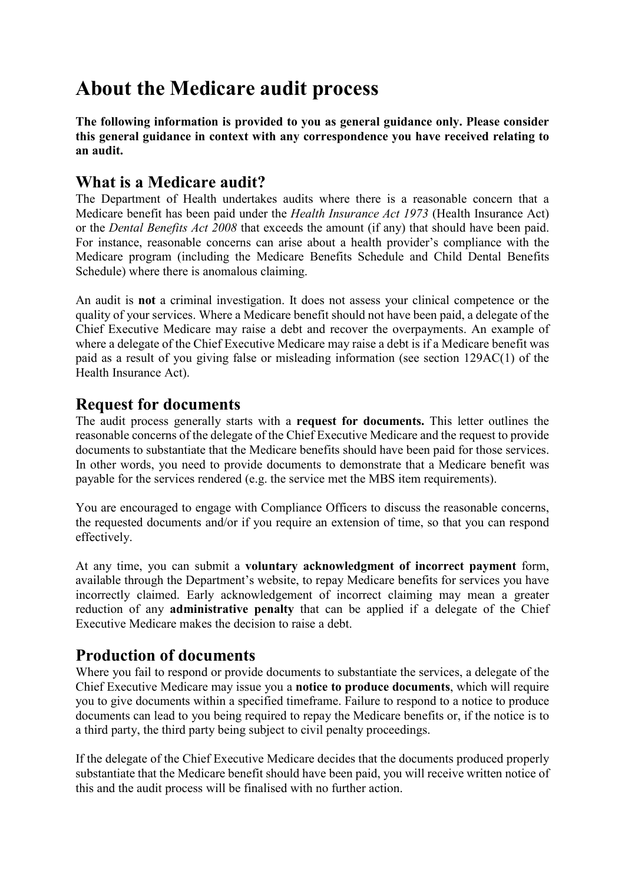# About the Medicare audit process

**The following information is provided to you as general guidance only. Please consider this general guidance in context with any correspondence you have received relating to an audit.**

## What is a Medicare audit?

The Department of Health undertakes audits where there is a reasonable concern that a Medicare benefit has been paid under the *Health Insurance Act 1973* (Health Insurance Act) or the *Dental Benefits Act 2008* that exceeds the amount (if any) that should have been paid. For instance, reasonable concerns can arise about a health provider's compliance with the Medicare program (including the Medicare Benefits Schedule and Child Dental Benefits Schedule) where there is anomalous claiming.

An audit is **not** a criminal investigation. It does not assess your clinical competence or the quality of your services. Where a Medicare benefit should not have been paid, a delegate of the Chief Executive Medicare may raise a debt and recover the overpayments. An example of where a delegate of the Chief Executive Medicare may raise a debt is if a Medicare benefit was paid as a result of you giving false or misleading information (see section 129AC(1) of the Health Insurance Act).

## Request for documents

The audit process generally starts with a **request for documents.** This letter outlines the reasonable concerns of the delegate of the Chief Executive Medicare and the request to provide documents to substantiate that the Medicare benefits should have been paid for those services. In other words, you need to provide documents to demonstrate that a Medicare benefit was payable for the services rendered (e.g. the service met the MBS item requirements).

You are encouraged to engage with Compliance Officers to discuss the reasonable concerns, the requested documents and/or if you require an extension of time, so that you can respond effectively.

At any time, you can submit a **voluntary acknowledgment of incorrect payment** form, available through the Department's website, to repay Medicare benefits for services you have incorrectly claimed. Early acknowledgement of incorrect claiming may mean a greater reduction of any **administrative penalty** that can be applied if a delegate of the Chief Executive Medicare makes the decision to raise a debt.

## Production of documents

Where you fail to respond or provide documents to substantiate the services, a delegate of the Chief Executive Medicare may issue you a **notice to produce documents**, which will require you to give documents within a specified timeframe. Failure to respond to a notice to produce documents can lead to you being required to repay the Medicare benefits or, if the notice is to a third party, the third party being subject to civil penalty proceedings.

If the delegate of the Chief Executive Medicare decides that the documents produced properly substantiate that the Medicare benefit should have been paid, you will receive written notice of this and the audit process will be finalised with no further action.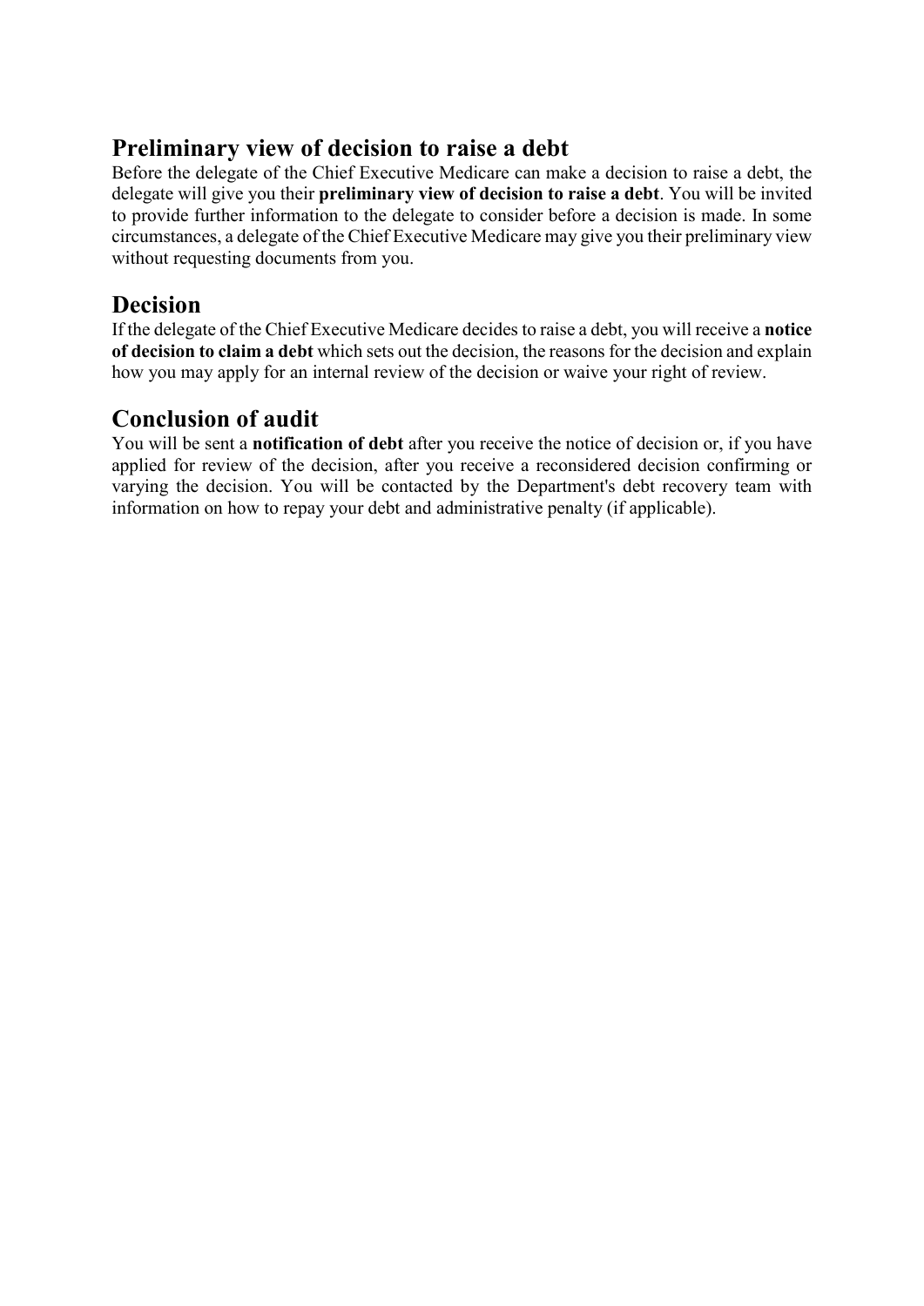## Preliminary view of decision to raise a debt

Before the delegate of the Chief Executive Medicare can make a decision to raise a debt, the delegate will give you their **preliminary view of decision to raise a debt**. You will be invited to provide further information to the delegate to consider before a decision is made. In some circumstances, a delegate of the Chief Executive Medicare may give you their preliminary view without requesting documents from you.

## Decision

If the delegate of the Chief Executive Medicare decides to raise a debt, you will receive a **notice of decision to claim a debt** which sets out the decision, the reasons for the decision and explain how you may apply for an internal review of the decision or waive your right of review.

## Conclusion of audit

You will be sent a **notification of debt** after you receive the notice of decision or, if you have applied for review of the decision, after you receive a reconsidered decision confirming or varying the decision. You will be contacted by the Department's debt recovery team with information on how to repay your debt and administrative penalty (if applicable).